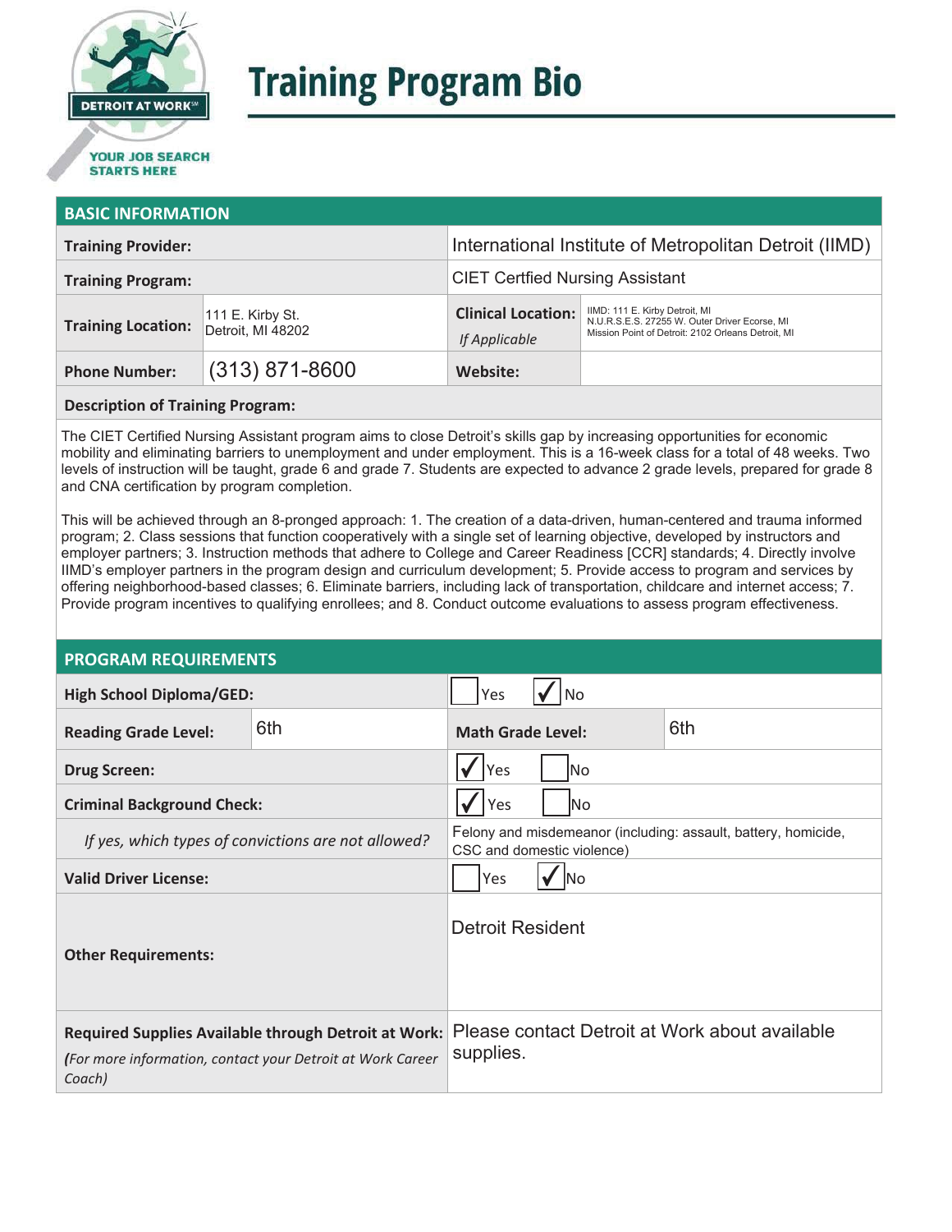# Training Program Bio

DETROIT AT WORK

YOUR JOB SEARCH STARTS HERE

## BASIC INFORMATION

| | | | |
|---|---|---|---|
| **Training Provider:** | | International Institute of Metropolitan Detroit (IIMD) | |
| **Training Program:** | | CIET Certfied Nursing Assistant | |
| **Training Location:** | 111 E. Kirby St. Detroit, MI 48202 | **Clinical Location:** *If Applicable* | IIMD: 111 E. Kirby Detroit, MI N.U.R.S.E.S. 27255 W. Outer Driver Ecorse, MI Mission Point of Detroit: 2102 Orleans Detroit, MI |
| **Phone Number:** | (313) 871-8600 | **Website:** | |

**Description of Training Program:**

The CIET Certified Nursing Assistant program aims to close Detroit's skills gap by increasing opportunities for economic mobility and eliminating barriers to unemployment and under employment. This is a 16-week class for a total of 48 weeks. Two levels of instruction will be taught, grade 6 and grade 7. Students are expected to advance 2 grade levels, prepared for grade 8 and CNA certification by program completion.

This will be achieved through an 8-pronged approach: 1. The creation of a data-driven, human-centered and trauma informed program; 2. Class sessions that function cooperatively with a single set of learning objective, developed by instructors and employer partners; 3. Instruction methods that adhere to College and Career Readiness [CCR] standards; 4. Directly involve IIMD's employer partners in the program design and curriculum development; 5. Provide access to program and services by offering neighborhood-based classes; 6. Eliminate barriers, including lack of transportation, childcare and internet access; 7. Provide program incentives to qualifying enrollees; and 8. Conduct outcome evaluations to assess program effectiveness.

## PROGRAM REQUIREMENTS

| | | | |
|---|---|---|---|
| **High School Diploma/GED:** | | ☐ Yes ☑ No | |
| **Reading Grade Level:** | 6th | **Math Grade Level:** | 6th |
| **Drug Screen:** | | ☑ Yes ☐ No | |
| **Criminal Background Check:** | | ☑ Yes ☐ No | |
| *If yes, which types of convictions are not allowed?* | | Felony and misdemeanor (including: assault, battery, homicide, CSC and domestic violence) | |
| **Valid Driver License:** | | ☐ Yes ☑ No | |
| **Other Requirements:** | | Detroit Resident | |
| **Required Supplies Available through Detroit at Work:** *(For more information, contact your Detroit at Work Career Coach)* | | Please contact Detroit at Work about available supplies. | |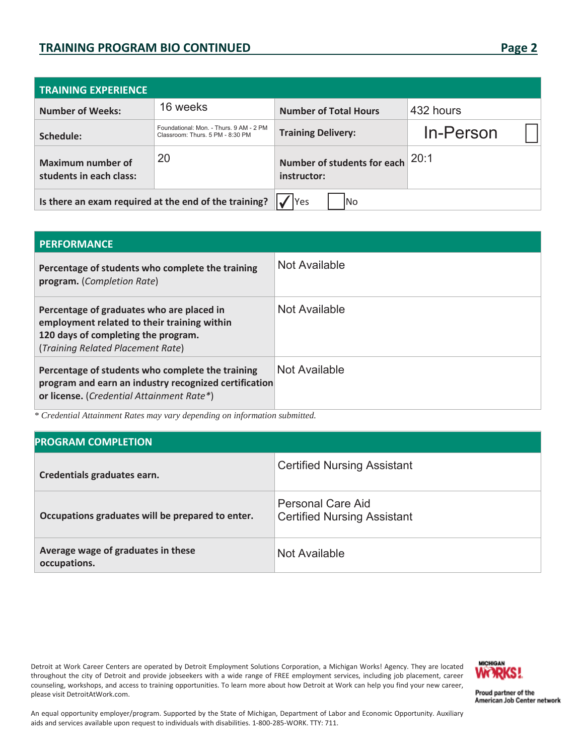## TRAINING PROGRAM BIO CONTINUED

| TRAINING EXPERIENCE | | | |
|---|---|---|---|
| **Number of Weeks:** | 16 weeks | **Number of Total Hours** | 432 hours |
| **Schedule:** | Foundational: Mon. - Thurs. 9 AM - 2 PM<br>Classroom: Thurs. 5 PM - 8:30 PM | **Training Delivery:** | In-Person |
| **Maximum number of students in each class:** | 20 | **Number of students for each instructor:** | 20:1 |
| **Is there an exam required at the end of the training?** | ☑ Yes ☐ No | | |

| PERFORMANCE | |
|---|---|
| **Percentage of students who complete the training program.** (*Completion Rate*) | Not Available |
| **Percentage of graduates who are placed in employment related to their training within 120 days of completing the program.** (*Training Related Placement Rate*) | Not Available |
| **Percentage of students who complete the training program and earn an industry recognized certification or license.** (*Credential Attainment Rate**) | Not Available |

*\* Credential Attainment Rates may vary depending on information submitted.*

| PROGRAM COMPLETION | |
|---|---|
| **Credentials graduates earn.** | Certified Nursing Assistant |
| **Occupations graduates will be prepared to enter.** | Personal Care Aid<br>Certified Nursing Assistant |
| **Average wage of graduates in these occupations.** | Not Available |

Detroit at Work Career Centers are operated by Detroit Employment Solutions Corporation, a Michigan Works! Agency. They are located throughout the city of Detroit and provide jobseekers with a wide range of FREE employment services, including job placement, career counseling, workshops, and access to training opportunities. To learn more about how Detroit at Work can help you find your new career, please visit DetroitAtWork.com.

MICHIGAN WORKS!
Proud partner of the American Job Center network

An equal opportunity employer/program. Supported by the State of Michigan, Department of Labor and Economic Opportunity. Auxiliary aids and services available upon request to individuals with disabilities. 1-800-285-WORK. TTY: 711.